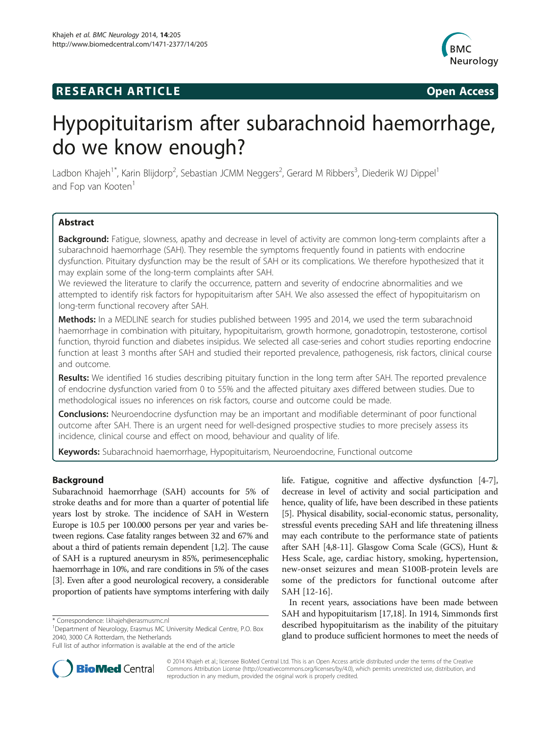RESEARCH ARTICLE

Open Access

# Hypopituitarism after subarachnoid haemorrhage, do we know enough?

Ladbon Khajeh[1*], Karin Blijdorp[2], Sebastian JCMM Neggers[2], Gerard M Ribbers[3], Diederik WJ Dippel[1] and Fop van Kooten[1]

## Abstract

**Background:** Fatigue, slowness, apathy and decrease in level of activity are common long-term complaints after a subarachnoid haemorrhage (SAH). They resemble the symptoms frequently found in patients with endocrine dysfunction. Pituitary dysfunction may be the result of SAH or its complications. We therefore hypothesized that it may explain some of the long-term complaints after SAH.

We reviewed the literature to clarify the occurrence, pattern and severity of endocrine abnormalities and we attempted to identify risk factors for hypopituitarism after SAH. We also assessed the effect of hypopituitarism on long-term functional recovery after SAH.

**Methods:** In a MEDLINE search for studies published between 1995 and 2014, we used the term subarachnoid haemorrhage in combination with pituitary, hypopituitarism, growth hormone, gonadotropin, testosterone, cortisol function, thyroid function and diabetes insipidus. We selected all case-series and cohort studies reporting endocrine function at least 3 months after SAH and studied their reported prevalence, pathogenesis, risk factors, clinical course and outcome.

**Results:** We identified 16 studies describing pituitary function in the long term after SAH. The reported prevalence of endocrine dysfunction varied from 0 to 55% and the affected pituitary axes differed between studies. Due to methodological issues no inferences on risk factors, course and outcome could be made.

**Conclusions:** Neuroendocrine dysfunction may be an important and modifiable determinant of poor functional outcome after SAH. There is an urgent need for well-designed prospective studies to more precisely assess its incidence, clinical course and effect on mood, behaviour and quality of life.

**Keywords:** Subarachnoid haemorrhage, Hypopituitarism, Neuroendocrine, Functional outcome

## Background

Subarachnoid haemorrhage (SAH) accounts for 5% of stroke deaths and for more than a quarter of potential life years lost by stroke. The incidence of SAH in Western Europe is 10.5 per 100.000 persons per year and varies between regions. Case fatality ranges between 32 and 67% and about a third of patients remain dependent [1,2]. The cause of SAH is a ruptured aneurysm in 85%, perimesencephalic haemorrhage in 10%, and rare conditions in 5% of the cases [3]. Even after a good neurological recovery, a considerable proportion of patients have symptoms interfering with daily life. Fatigue, cognitive and affective dysfunction [4-7], decrease in level of activity and social participation and hence, quality of life, have been described in these patients [5]. Physical disability, social-economic status, personality, stressful events preceding SAH and life threatening illness may each contribute to the performance state of patients after SAH [4,8-11]. Glasgow Coma Scale (GCS), Hunt & Hess Scale, age, cardiac history, smoking, hypertension, new-onset seizures and mean S100B-protein levels are some of the predictors for functional outcome after SAH [12-16].

In recent years, associations have been made between SAH and hypopituitarism [17,18]. In 1914, Simmonds first described hypopituitarism as the inability of the pituitary gland to produce sufficient hormones to meet the needs of

\* Correspondence: l.khajeh@erasmusmc.nl

[1]Department of Neurology, Erasmus MC University Medical Centre, P.O. Box 2040, 3000 CA Rotterdam, the Netherlands

Full list of author information is available at the end of the article

© 2014 Khajeh et al.; licensee BioMed Central Ltd. This is an Open Access article distributed under the terms of the Creative Commons Attribution License (http://creativecommons.org/licenses/by/4.0), which permits unrestricted use, distribution, and reproduction in any medium, provided the original work is properly credited.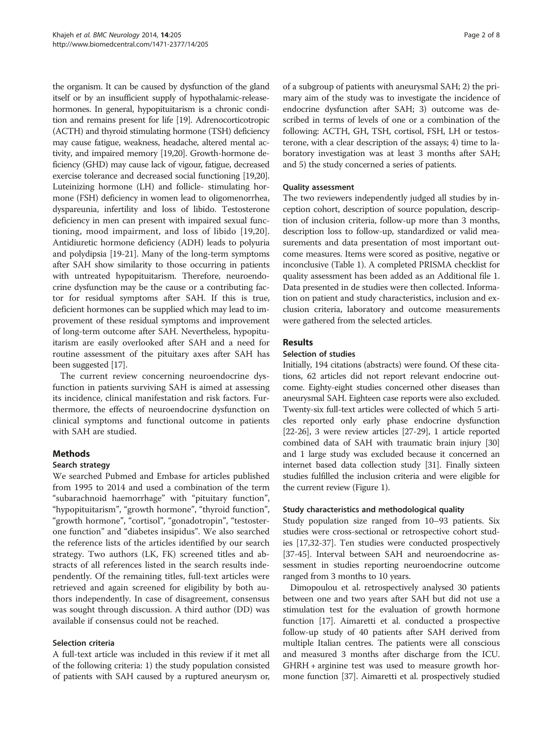the organism. It can be caused by dysfunction of the gland itself or by an insufficient supply of hypothalamic-release-hormones. In general, hypopituitarism is a chronic condition and remains present for life [19]. Adrenocorticotropic (ACTH) and thyroid stimulating hormone (TSH) deficiency may cause fatigue, weakness, headache, altered mental activity, and impaired memory [19,20]. Growth-hormone deficiency (GHD) may cause lack of vigour, fatigue, decreased exercise tolerance and decreased social functioning [19,20]. Luteinizing hormone (LH) and follicle- stimulating hormone (FSH) deficiency in women lead to oligomenorrhea, dyspareunia, infertility and loss of libido. Testosterone deficiency in men can present with impaired sexual functioning, mood impairment, and loss of libido [19,20]. Antidiuretic hormone deficiency (ADH) leads to polyuria and polydipsia [19-21]. Many of the long-term symptoms after SAH show similarity to those occurring in patients with untreated hypopituitarism. Therefore, neuroendocrine dysfunction may be the cause or a contributing factor for residual symptoms after SAH. If this is true, deficient hormones can be supplied which may lead to improvement of these residual symptoms and improvement of long-term outcome after SAH. Nevertheless, hypopituitarism are easily overlooked after SAH and a need for routine assessment of the pituitary axes after SAH has been suggested [17].

The current review concerning neuroendocrine dysfunction in patients surviving SAH is aimed at assessing its incidence, clinical manifestation and risk factors. Furthermore, the effects of neuroendocrine dysfunction on clinical symptoms and functional outcome in patients with SAH are studied.

## Methods

### Search strategy

We searched Pubmed and Embase for articles published from 1995 to 2014 and used a combination of the term "subarachnoid haemorrhage" with "pituitary function", "hypopituitarism", "growth hormone", "thyroid function", "growth hormone", "cortisol", "gonadotropin", "testosterone function" and "diabetes insipidus". We also searched the reference lists of the articles identified by our search strategy. Two authors (LK, FK) screened titles and abstracts of all references listed in the search results independently. Of the remaining titles, full-text articles were retrieved and again screened for eligibility by both authors independently. In case of disagreement, consensus was sought through discussion. A third author (DD) was available if consensus could not be reached.

### Selection criteria

A full-text article was included in this review if it met all of the following criteria: 1) the study population consisted of patients with SAH caused by a ruptured aneurysm or, of a subgroup of patients with aneurysmal SAH; 2) the primary aim of the study was to investigate the incidence of endocrine dysfunction after SAH; 3) outcome was described in terms of levels of one or a combination of the following: ACTH, GH, TSH, cortisol, FSH, LH or testosterone, with a clear description of the assays; 4) time to laboratory investigation was at least 3 months after SAH; and 5) the study concerned a series of patients.

### Quality assessment

The two reviewers independently judged all studies by inception cohort, description of source population, description of inclusion criteria, follow-up more than 3 months, description loss to follow-up, standardized or valid measurements and data presentation of most important outcome measures. Items were scored as positive, negative or inconclusive (Table 1). A completed PRISMA checklist for quality assessment has been added as an Additional file 1. Data presented in de studies were then collected. Information on patient and study characteristics, inclusion and exclusion criteria, laboratory and outcome measurements were gathered from the selected articles.

## Results

### Selection of studies

Initially, 194 citations (abstracts) were found. Of these citations, 62 articles did not report relevant endocrine outcome. Eighty-eight studies concerned other diseases than aneurysmal SAH. Eighteen case reports were also excluded. Twenty-six full-text articles were collected of which 5 articles reported only early phase endocrine dysfunction [22-26], 3 were review articles [27-29], 1 article reported combined data of SAH with traumatic brain injury [30] and 1 large study was excluded because it concerned an internet based data collection study [31]. Finally sixteen studies fulfilled the inclusion criteria and were eligible for the current review (Figure 1).

### Study characteristics and methodological quality

Study population size ranged from 10–93 patients. Six studies were cross-sectional or retrospective cohort studies [17,32-37]. Ten studies were conducted prospectively [37-45]. Interval between SAH and neuroendocrine assessment in studies reporting neuroendocrine outcome ranged from 3 months to 10 years.

Dimopoulou et al. retrospectively analysed 30 patients between one and two years after SAH but did not use a stimulation test for the evaluation of growth hormone function [17]. Aimaretti et al. conducted a prospective follow-up study of 40 patients after SAH derived from multiple Italian centres. The patients were all conscious and measured 3 months after discharge from the ICU. GHRH + arginine test was used to measure growth hormone function [37]. Aimaretti et al. prospectively studied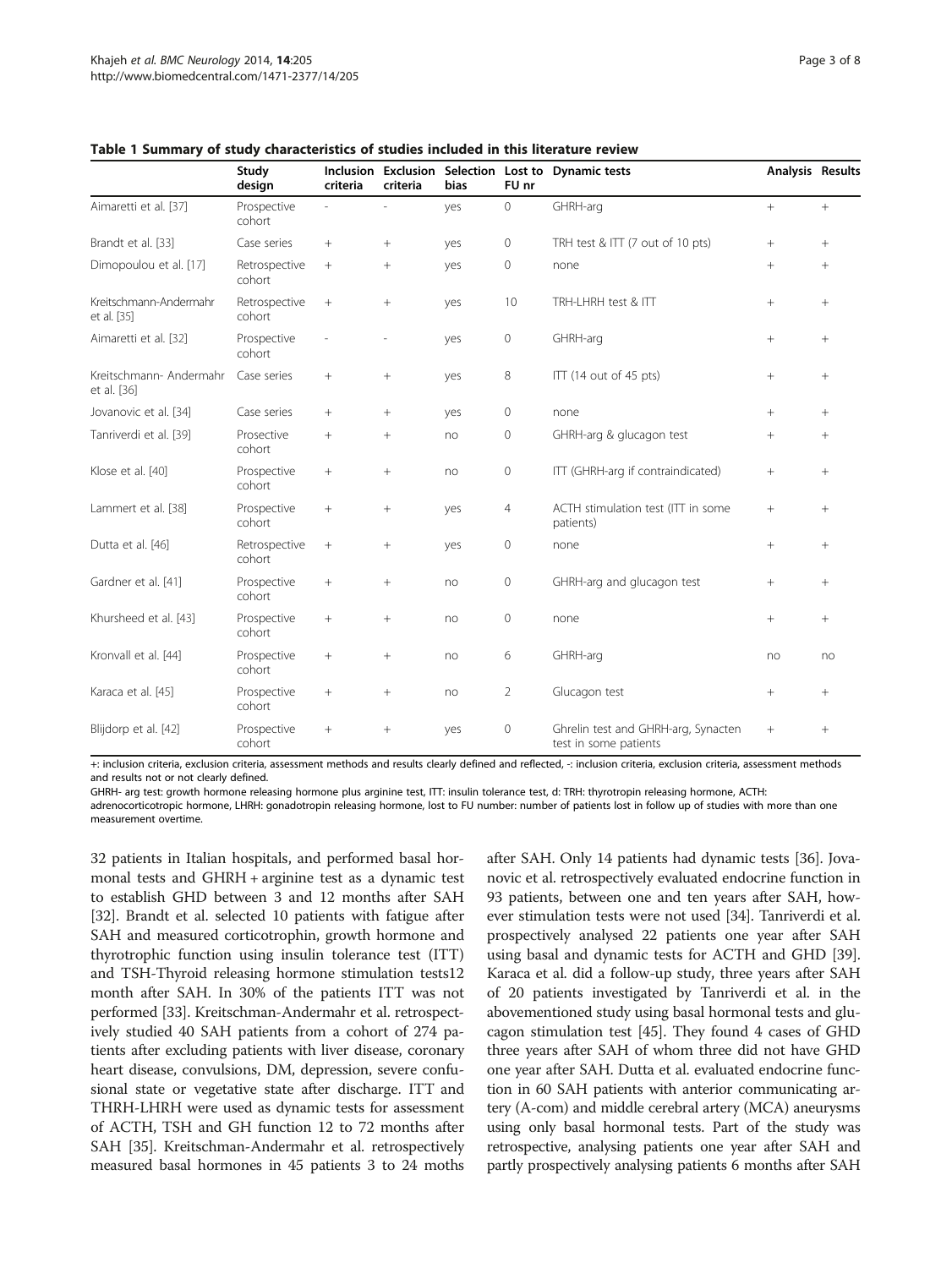**Table 1 Summary of study characteristics of studies included in this literature review**

| | Study design | Inclusion criteria | Exclusion criteria | Selection bias | Lost to FU nr | Dynamic tests | Analysis | Results |
|---|---|---|---|---|---|---|---|---|
| Aimaretti et al. [37] | Prospective cohort | - | - | yes | 0 | GHRH-arg | + | + |
| Brandt et al. [33] | Case series | + | + | yes | 0 | TRH test & ITT (7 out of 10 pts) | + | + |
| Dimopoulou et al. [17] | Retrospective cohort | + | + | yes | 0 | none | + | + |
| Kreitschmann-Andermahr et al. [35] | Retrospective cohort | + | + | yes | 10 | TRH-LHRH test & ITT | + | + |
| Aimaretti et al. [32] | Prospective cohort | - | - | yes | 0 | GHRH-arg | + | + |
| Kreitschmann- Andermahr et al. [36] | Case series | + | + | yes | 8 | ITT (14 out of 45 pts) | + | + |
| Jovanovic et al. [34] | Case series | + | + | yes | 0 | none | + | + |
| Tanriverdi et al. [39] | Prosective cohort | + | + | no | 0 | GHRH-arg & glucagon test | + | + |
| Klose et al. [40] | Prospective cohort | + | + | no | 0 | ITT (GHRH-arg if contraindicated) | + | + |
| Lammert et al. [38] | Prospective cohort | + | + | yes | 4 | ACTH stimulation test (ITT in some patients) | + | + |
| Dutta et al. [46] | Retrospective cohort | + | + | yes | 0 | none | + | + |
| Gardner et al. [41] | Prospective cohort | + | + | no | 0 | GHRH-arg and glucagon test | + | + |
| Khursheed et al. [43] | Prospective cohort | + | + | no | 0 | none | + | + |
| Kronvall et al. [44] | Prospective cohort | + | + | no | 6 | GHRH-arg | no | no |
| Karaca et al. [45] | Prospective cohort | + | + | no | 2 | Glucagon test | + | + |
| Blijdorp et al. [42] | Prospective cohort | + | + | yes | 0 | Ghrelin test and GHRH-arg, Synacten test in some patients | + | + |

+: inclusion criteria, exclusion criteria, assessment methods and results clearly defined and reflected, -: inclusion criteria, exclusion criteria, assessment methods and results not or not clearly defined.

GHRH- arg test: growth hormone releasing hormone plus arginine test, ITT: insulin tolerance test, d: TRH: thyrotropin releasing hormone, ACTH: adrenocorticotropic hormone, LHRH: gonadotropin releasing hormone, lost to FU number: number of patients lost in follow up of studies with more than one measurement overtime.

32 patients in Italian hospitals, and performed basal hormonal tests and GHRH + arginine test as a dynamic test to establish GHD between 3 and 12 months after SAH [32]. Brandt et al. selected 10 patients with fatigue after SAH and measured corticotrophin, growth hormone and thyrotrophic function using insulin tolerance test (ITT) and TSH-Thyroid releasing hormone stimulation tests12 month after SAH. In 30% of the patients ITT was not performed [33]. Kreitschman-Andermahr et al. retrospectively studied 40 SAH patients from a cohort of 274 patients after excluding patients with liver disease, coronary heart disease, convulsions, DM, depression, severe confusional state or vegetative state after discharge. ITT and THRH-LHRH were used as dynamic tests for assessment of ACTH, TSH and GH function 12 to 72 months after SAH [35]. Kreitschman-Andermahr et al. retrospectively measured basal hormones in 45 patients 3 to 24 moths after SAH. Only 14 patients had dynamic tests [36]. Jovanovic et al. retrospectively evaluated endocrine function in 93 patients, between one and ten years after SAH, however stimulation tests were not used [34]. Tanriverdi et al. prospectively analysed 22 patients one year after SAH using basal and dynamic tests for ACTH and GHD [39]. Karaca et al. did a follow-up study, three years after SAH of 20 patients investigated by Tanriverdi et al. in the abovementioned study using basal hormonal tests and glucagon stimulation test [45]. They found 4 cases of GHD three years after SAH of whom three did not have GHD one year after SAH. Dutta et al. evaluated endocrine function in 60 SAH patients with anterior communicating artery (A-com) and middle cerebral artery (MCA) aneurysms using only basal hormonal tests. Part of the study was retrospective, analysing patients one year after SAH and partly prospectively analysing patients 6 months after SAH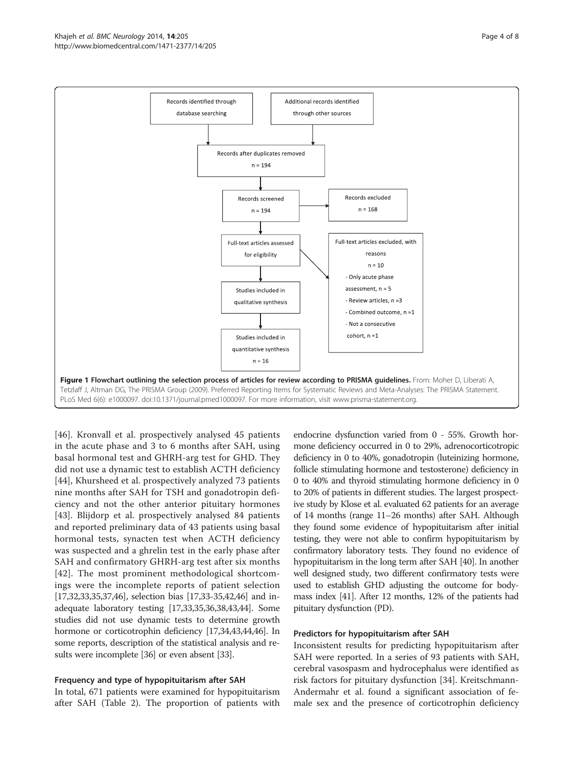Records identified through database searching

Additional records identified through other sources

Records after duplicates removed
n = 194

Records screened
n = 194

Records excluded
n = 168

Full-text articles assessed for eligibility

Full-text articles excluded, with reasons
n = 10
- Only acute phase assessment, n = 5
- Review articles, n =3
- Combined outcome, n =1
- Not a consecutive cohort, n =1

Studies included in qualitative synthesis

Studies included in quantitative synthesis
n = 16

**Figure 1 Flowchart outlining the selection process of articles for review according to PRISMA guidelines.** From: Moher D, Liberati A, Tetzlaff J, Altman DG, The PRISMA Group (2009). Preferred Reporting Items for Systematic Reviews and Meta-Analyses: The PRISMA Statement. PLoS Med 6(6): e1000097. doi:10.1371/journal.pmed1000097. For more information, visit www.prisma-statement.org.

[46]. Kronvall et al. prospectively analysed 45 patients in the acute phase and 3 to 6 months after SAH, using basal hormonal test and GHRH-arg test for GHD. They did not use a dynamic test to establish ACTH deficiency [44], Khursheed et al. prospectively analyzed 73 patients nine months after SAH for TSH and gonadotropin deficiency and not the other anterior pituitary hormones [43]. Blijdorp et al. prospectively analysed 84 patients and reported preliminary data of 43 patients using basal hormonal tests, synacten test when ACTH deficiency was suspected and a ghrelin test in the early phase after SAH and confirmatory GHRH-arg test after six months [42]. The most prominent methodological shortcomings were the incomplete reports of patient selection [17,32,33,35,37,46], selection bias [17,33-35,42,46] and inadequate laboratory testing [17,33,35,36,38,43,44]. Some studies did not use dynamic tests to determine growth hormone or corticotrophin deficiency [17,34,43,44,46]. In some reports, description of the statistical analysis and results were incomplete [36] or even absent [33].

### Frequency and type of hypopituitarism after SAH

In total, 671 patients were examined for hypopituitarism after SAH (Table 2). The proportion of patients with endocrine dysfunction varied from 0 - 55%. Growth hormone deficiency occurred in 0 to 29%, adrenocorticotropic deficiency in 0 to 40%, gonadotropin (luteinizing hormone, follicle stimulating hormone and testosterone) deficiency in 0 to 40% and thyroid stimulating hormone deficiency in 0 to 20% of patients in different studies. The largest prospective study by Klose et al. evaluated 62 patients for an average of 14 months (range 11–26 months) after SAH. Although they found some evidence of hypopituitarism after initial testing, they were not able to confirm hypopituitarism by confirmatory laboratory tests. They found no evidence of hypopituitarism in the long term after SAH [40]. In another well designed study, two different confirmatory tests were used to establish GHD adjusting the outcome for body-mass index [41]. After 12 months, 12% of the patients had pituitary dysfunction (PD).

### Predictors for hypopituitarism after SAH

Inconsistent results for predicting hypopituitarism after SAH were reported. In a series of 93 patients with SAH, cerebral vasospasm and hydrocephalus were identified as risk factors for pituitary dysfunction [34]. Kreitschmann-Andermahr et al. found a significant association of female sex and the presence of corticotrophin deficiency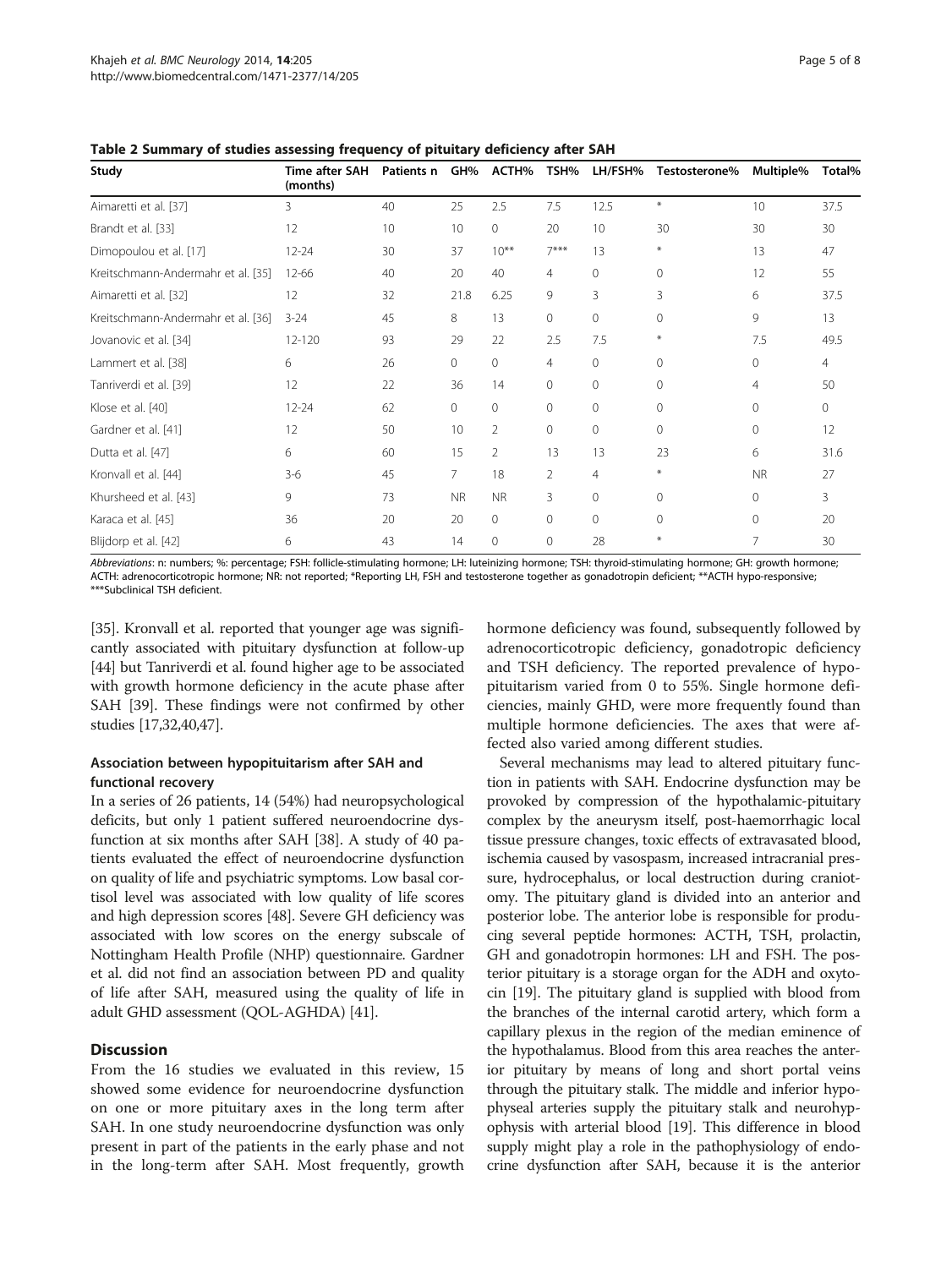**Table 2 Summary of studies assessing frequency of pituitary deficiency after SAH**

| Study | Time after SAH (months) | Patients n | GH% | ACTH% | TSH% | LH/FSH% | Testosterone% | Multiple% | Total% |
|---|---|---|---|---|---|---|---|---|---|
| Aimaretti et al. [37] | 3 | 40 | 25 | 2.5 | 7.5 | 12.5 | * | 10 | 37.5 |
| Brandt et al. [33] | 12 | 10 | 10 | 0 | 20 | 10 | 30 | 30 | 30 |
| Dimopoulou et al. [17] | 12-24 | 30 | 37 | 10** | 7*** | 13 | * | 13 | 47 |
| Kreitschmann-Andermahr et al. [35] | 12-66 | 40 | 20 | 40 | 4 | 0 | 0 | 12 | 55 |
| Aimaretti et al. [32] | 12 | 32 | 21.8 | 6.25 | 9 | 3 | 3 | 6 | 37.5 |
| Kreitschmann-Andermahr et al. [36] | 3-24 | 45 | 8 | 13 | 0 | 0 | 0 | 9 | 13 |
| Jovanovic et al. [34] | 12-120 | 93 | 29 | 22 | 2.5 | 7.5 | * | 7.5 | 49.5 |
| Lammert et al. [38] | 6 | 26 | 0 | 0 | 4 | 0 | 0 | 0 | 4 |
| Tanriverdi et al. [39] | 12 | 22 | 36 | 14 | 0 | 0 | 0 | 4 | 50 |
| Klose et al. [40] | 12-24 | 62 | 0 | 0 | 0 | 0 | 0 | 0 | 0 |
| Gardner et al. [41] | 12 | 50 | 10 | 2 | 0 | 0 | 0 | 0 | 12 |
| Dutta et al. [47] | 6 | 60 | 15 | 2 | 13 | 13 | 23 | 6 | 31.6 |
| Kronvall et al. [44] | 3-6 | 45 | 7 | 18 | 2 | 4 | * | NR | 27 |
| Khursheed et al. [43] | 9 | 73 | NR | NR | 3 | 0 | 0 | 0 | 3 |
| Karaca et al. [45] | 36 | 20 | 20 | 0 | 0 | 0 | 0 | 0 | 20 |
| Blijdorp et al. [42] | 6 | 43 | 14 | 0 | 0 | 28 | * | 7 | 30 |

*Abbreviations*: n: numbers; %: percentage; FSH: follicle-stimulating hormone; LH: luteinizing hormone; TSH: thyroid-stimulating hormone; GH: growth hormone; ACTH: adrenocorticotropic hormone; NR: not reported; *Reporting LH, FSH and testosterone together as gonadotropin deficient; **ACTH hypo-responsive; ***Subclinical TSH deficient.

[35]. Kronvall et al. reported that younger age was significantly associated with pituitary dysfunction at follow-up [44] but Tanriverdi et al. found higher age to be associated with growth hormone deficiency in the acute phase after SAH [39]. These findings were not confirmed by other studies [17,32,40,47].

### Association between hypopituitarism after SAH and functional recovery

In a series of 26 patients, 14 (54%) had neuropsychological deficits, but only 1 patient suffered neuroendocrine dysfunction at six months after SAH [38]. A study of 40 patients evaluated the effect of neuroendocrine dysfunction on quality of life and psychiatric symptoms. Low basal cortisol level was associated with low quality of life scores and high depression scores [48]. Severe GH deficiency was associated with low scores on the energy subscale of Nottingham Health Profile (NHP) questionnaire. Gardner et al. did not find an association between PD and quality of life after SAH, measured using the quality of life in adult GHD assessment (QOL-AGHDA) [41].

## Discussion

From the 16 studies we evaluated in this review, 15 showed some evidence for neuroendocrine dysfunction on one or more pituitary axes in the long term after SAH. In one study neuroendocrine dysfunction was only present in part of the patients in the early phase and not in the long-term after SAH. Most frequently, growth hormone deficiency was found, subsequently followed by adrenocorticotropic deficiency, gonadotropic deficiency and TSH deficiency. The reported prevalence of hypopituitarism varied from 0 to 55%. Single hormone deficiencies, mainly GHD, were more frequently found than multiple hormone deficiencies. The axes that were affected also varied among different studies.

Several mechanisms may lead to altered pituitary function in patients with SAH. Endocrine dysfunction may be provoked by compression of the hypothalamic-pituitary complex by the aneurysm itself, post-haemorrhagic local tissue pressure changes, toxic effects of extravasated blood, ischemia caused by vasospasm, increased intracranial pressure, hydrocephalus, or local destruction during craniotomy. The pituitary gland is divided into an anterior and posterior lobe. The anterior lobe is responsible for producing several peptide hormones: ACTH, TSH, prolactin, GH and gonadotropin hormones: LH and FSH. The posterior pituitary is a storage organ for the ADH and oxytocin [19]. The pituitary gland is supplied with blood from the branches of the internal carotid artery, which form a capillary plexus in the region of the median eminence of the hypothalamus. Blood from this area reaches the anterior pituitary by means of long and short portal veins through the pituitary stalk. The middle and inferior hypophyseal arteries supply the pituitary stalk and neurohypophysis with arterial blood [19]. This difference in blood supply might play a role in the pathophysiology of endocrine dysfunction after SAH, because it is the anterior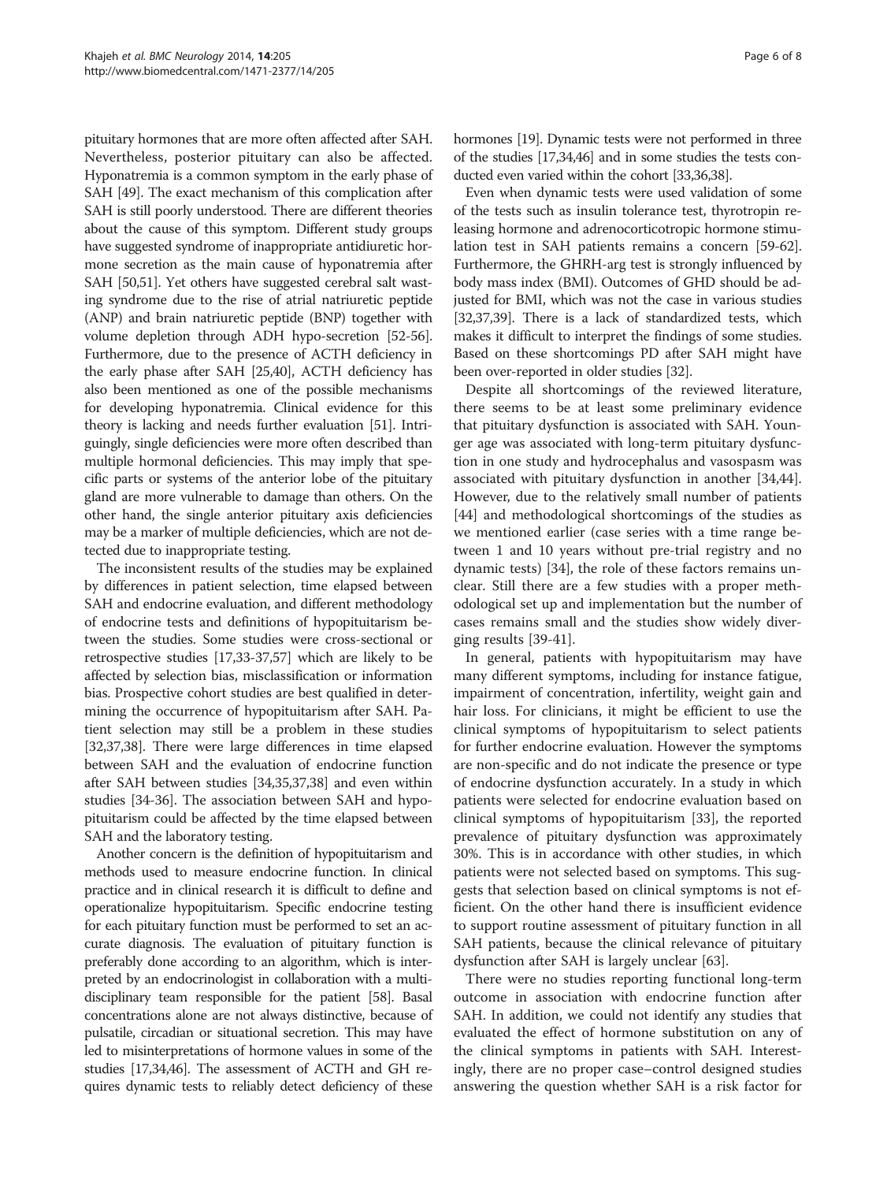pituitary hormones that are more often affected after SAH. Nevertheless, posterior pituitary can also be affected. Hyponatremia is a common symptom in the early phase of SAH [49]. The exact mechanism of this complication after SAH is still poorly understood. There are different theories about the cause of this symptom. Different study groups have suggested syndrome of inappropriate antidiuretic hormone secretion as the main cause of hyponatremia after SAH [50,51]. Yet others have suggested cerebral salt wasting syndrome due to the rise of atrial natriuretic peptide (ANP) and brain natriuretic peptide (BNP) together with volume depletion through ADH hypo-secretion [52-56]. Furthermore, due to the presence of ACTH deficiency in the early phase after SAH [25,40], ACTH deficiency has also been mentioned as one of the possible mechanisms for developing hyponatremia. Clinical evidence for this theory is lacking and needs further evaluation [51]. Intriguingly, single deficiencies were more often described than multiple hormonal deficiencies. This may imply that specific parts or systems of the anterior lobe of the pituitary gland are more vulnerable to damage than others. On the other hand, the single anterior pituitary axis deficiencies may be a marker of multiple deficiencies, which are not detected due to inappropriate testing.

The inconsistent results of the studies may be explained by differences in patient selection, time elapsed between SAH and endocrine evaluation, and different methodology of endocrine tests and definitions of hypopituitarism between the studies. Some studies were cross-sectional or retrospective studies [17,33-37,57] which are likely to be affected by selection bias, misclassification or information bias. Prospective cohort studies are best qualified in determining the occurrence of hypopituitarism after SAH. Patient selection may still be a problem in these studies [32,37,38]. There were large differences in time elapsed between SAH and the evaluation of endocrine function after SAH between studies [34,35,37,38] and even within studies [34-36]. The association between SAH and hypopituitarism could be affected by the time elapsed between SAH and the laboratory testing.

Another concern is the definition of hypopituitarism and methods used to measure endocrine function. In clinical practice and in clinical research it is difficult to define and operationalize hypopituitarism. Specific endocrine testing for each pituitary function must be performed to set an accurate diagnosis. The evaluation of pituitary function is preferably done according to an algorithm, which is interpreted by an endocrinologist in collaboration with a multidisciplinary team responsible for the patient [58]. Basal concentrations alone are not always distinctive, because of pulsatile, circadian or situational secretion. This may have led to misinterpretations of hormone values in some of the studies [17,34,46]. The assessment of ACTH and GH requires dynamic tests to reliably detect deficiency of these hormones [19]. Dynamic tests were not performed in three of the studies [17,34,46] and in some studies the tests conducted even varied within the cohort [33,36,38].

Even when dynamic tests were used validation of some of the tests such as insulin tolerance test, thyrotropin releasing hormone and adrenocorticotropic hormone stimulation test in SAH patients remains a concern [59-62]. Furthermore, the GHRH-arg test is strongly influenced by body mass index (BMI). Outcomes of GHD should be adjusted for BMI, which was not the case in various studies [32,37,39]. There is a lack of standardized tests, which makes it difficult to interpret the findings of some studies. Based on these shortcomings PD after SAH might have been over-reported in older studies [32].

Despite all shortcomings of the reviewed literature, there seems to be at least some preliminary evidence that pituitary dysfunction is associated with SAH. Younger age was associated with long-term pituitary dysfunction in one study and hydrocephalus and vasospasm was associated with pituitary dysfunction in another [34,44]. However, due to the relatively small number of patients [44] and methodological shortcomings of the studies as we mentioned earlier (case series with a time range between 1 and 10 years without pre-trial registry and no dynamic tests) [34], the role of these factors remains unclear. Still there are a few studies with a proper methodological set up and implementation but the number of cases remains small and the studies show widely diverging results [39-41].

In general, patients with hypopituitarism may have many different symptoms, including for instance fatigue, impairment of concentration, infertility, weight gain and hair loss. For clinicians, it might be efficient to use the clinical symptoms of hypopituitarism to select patients for further endocrine evaluation. However the symptoms are non-specific and do not indicate the presence or type of endocrine dysfunction accurately. In a study in which patients were selected for endocrine evaluation based on clinical symptoms of hypopituitarism [33], the reported prevalence of pituitary dysfunction was approximately 30%. This is in accordance with other studies, in which patients were not selected based on symptoms. This suggests that selection based on clinical symptoms is not efficient. On the other hand there is insufficient evidence to support routine assessment of pituitary function in all SAH patients, because the clinical relevance of pituitary dysfunction after SAH is largely unclear [63].

There were no studies reporting functional long-term outcome in association with endocrine function after SAH. In addition, we could not identify any studies that evaluated the effect of hormone substitution on any of the clinical symptoms in patients with SAH. Interestingly, there are no proper case–control designed studies answering the question whether SAH is a risk factor for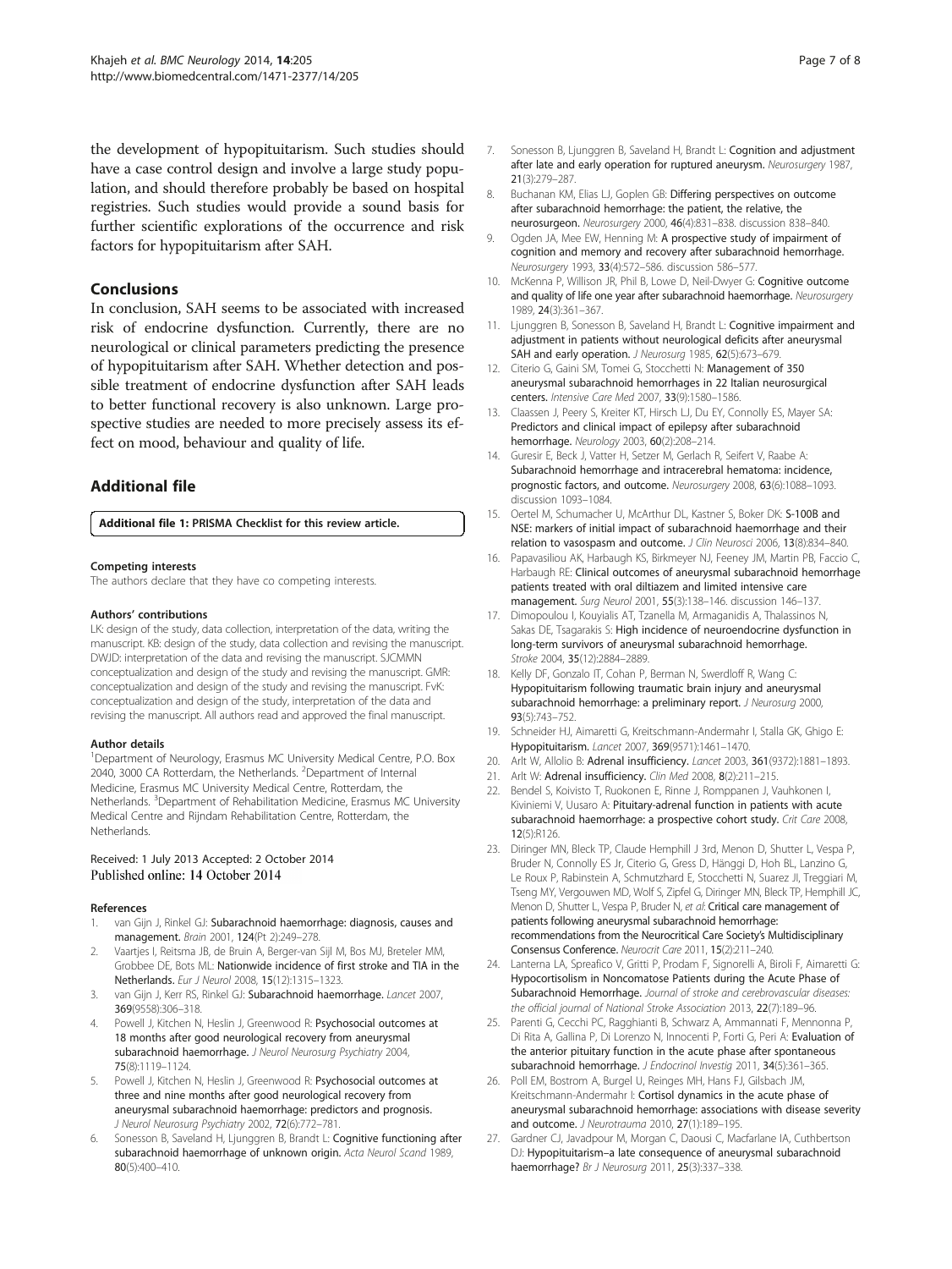the development of hypopituitarism. Such studies should have a case control design and involve a large study population, and should therefore probably be based on hospital registries. Such studies would provide a sound basis for further scientific explorations of the occurrence and risk factors for hypopituitarism after SAH.

## Conclusions

In conclusion, SAH seems to be associated with increased risk of endocrine dysfunction. Currently, there are no neurological or clinical parameters predicting the presence of hypopituitarism after SAH. Whether detection and possible treatment of endocrine dysfunction after SAH leads to better functional recovery is also unknown. Large prospective studies are needed to more precisely assess its effect on mood, behaviour and quality of life.

## Additional file

**Additional file 1: PRISMA Checklist for this review article.**

#### Competing interests

The authors declare that they have co competing interests.

#### Authors' contributions

LK: design of the study, data collection, interpretation of the data, writing the manuscript. KB: design of the study, data collection and revising the manuscript. DWJD: interpretation of the data and revising the manuscript. SJCMMN conceptualization and design of the study and revising the manuscript. GMR: conceptualization and design of the study and revising the manuscript. FvK: conceptualization and design of the study, interpretation of the data and revising the manuscript. All authors read and approved the final manuscript.

#### Author details

[1]Department of Neurology, Erasmus MC University Medical Centre, P.O. Box 2040, 3000 CA Rotterdam, the Netherlands. [2]Department of Internal Medicine, Erasmus MC University Medical Centre, Rotterdam, the Netherlands. [3]Department of Rehabilitation Medicine, Erasmus MC University Medical Centre and Rijndam Rehabilitation Centre, Rotterdam, the Netherlands.

Received: 1 July 2013 Accepted: 2 October 2014
Published online: 14 October 2014

#### References

1. van Gijn J, Rinkel GJ: **Subarachnoid haemorrhage: diagnosis, causes and management.** *Brain* 2001, **124**(Pt 2):249–278.
2. Vaartjes I, Reitsma JB, de Bruin A, Berger-van Sijl M, Bos MJ, Breteler MM, Grobbee DE, Bots ML: **Nationwide incidence of first stroke and TIA in the Netherlands.** *Eur J Neurol* 2008, **15**(12):1315–1323.
3. van Gijn J, Kerr RS, Rinkel GJ: **Subarachnoid haemorrhage.** *Lancet* 2007, **369**(9558):306–318.
4. Powell J, Kitchen N, Heslin J, Greenwood R: **Psychosocial outcomes at 18 months after good neurological recovery from aneurysmal subarachnoid haemorrhage.** *J Neurol Neurosurg Psychiatry* 2004, **75**(8):1119–1124.
5. Powell J, Kitchen N, Heslin J, Greenwood R: **Psychosocial outcomes at three and nine months after good neurological recovery from aneurysmal subarachnoid haemorrhage: predictors and prognosis.** *J Neurol Neurosurg Psychiatry* 2002, **72**(6):772–781.
6. Sonesson B, Saveland H, Ljunggren B, Brandt L: **Cognitive functioning after subarachnoid haemorrhage of unknown origin.** *Acta Neurol Scand* 1989, **80**(5):400–410.
7. Sonesson B, Ljunggren B, Saveland H, Brandt L: **Cognition and adjustment after late and early operation for ruptured aneurysm.** *Neurosurgery* 1987, **21**(3):279–287.
8. Buchanan KM, Elias LJ, Goplen GB: **Differing perspectives on outcome after subarachnoid hemorrhage: the patient, the relative, the neurosurgeon.** *Neurosurgery* 2000, **46**(4):831–838. discussion 838–840.
9. Ogden JA, Mee EW, Henning M: **A prospective study of impairment of cognition and memory and recovery after subarachnoid hemorrhage.** *Neurosurgery* 1993, **33**(4):572–586. discussion 586–577.
10. McKenna P, Willison JR, Phil B, Lowe D, Neil-Dwyer G: **Cognitive outcome and quality of life one year after subarachnoid haemorrhage.** *Neurosurgery* 1989, **24**(3):361–367.
11. Ljunggren B, Sonesson B, Saveland H, Brandt L: **Cognitive impairment and adjustment in patients without neurological deficits after aneurysmal SAH and early operation.** *J Neurosurg* 1985, **62**(5):673–679.
12. Citerio G, Gaini SM, Tomei G, Stocchetti N: **Management of 350 aneurysmal subarachnoid hemorrhages in 22 Italian neurosurgical centers.** *Intensive Care Med* 2007, **33**(9):1580–1586.
13. Claassen J, Peery S, Kreiter KT, Hirsch LJ, Du EY, Connolly ES, Mayer SA: **Predictors and clinical impact of epilepsy after subarachnoid hemorrhage.** *Neurology* 2003, **60**(2):208–214.
14. Guresir E, Beck J, Vatter H, Setzer M, Gerlach R, Seifert V, Raabe A: **Subarachnoid hemorrhage and intracerebral hematoma: incidence, prognostic factors, and outcome.** *Neurosurgery* 2008, **63**(6):1088–1093. discussion 1093–1084.
15. Oertel M, Schumacher U, McArthur DL, Kastner S, Boker DK: **S-100B and NSE: markers of initial impact of subarachnoid haemorrhage and their relation to vasospasm and outcome.** *J Clin Neurosci* 2006, **13**(8):834–840.
16. Papavasiliou AK, Harbaugh KS, Birkmeyer NJ, Feeney JM, Martin PB, Faccio C, Harbaugh RE: **Clinical outcomes of aneurysmal subarachnoid hemorrhage patients treated with oral diltiazem and limited intensive care management.** *Surg Neurol* 2001, **55**(3):138–146. discussion 146–137.
17. Dimopoulou I, Kouyialis AT, Tzanella M, Armaganidis A, Thalassinos N, Sakas DE, Tsagarakis S: **High incidence of neuroendocrine dysfunction in long-term survivors of aneurysmal subarachnoid hemorrhage.** *Stroke* 2004, **35**(12):2884–2889.
18. Kelly DF, Gonzalo IT, Cohan P, Berman N, Swerdloff R, Wang C: **Hypopituitarism following traumatic brain injury and aneurysmal subarachnoid hemorrhage: a preliminary report.** *J Neurosurg* 2000, **93**(5):743–752.
19. Schneider HJ, Aimaretti G, Kreitschmann-Andermahr I, Stalla GK, Ghigo E: **Hypopituitarism.** *Lancet* 2007, **369**(9571):1461–1470.
20. Arlt W, Allolio B: **Adrenal insufficiency.** *Lancet* 2003, **361**(9372):1881–1893.
21. Arlt W: **Adrenal insufficiency.** *Clin Med* 2008, **8**(2):211–215.
22. Bendel S, Koivisto T, Ruokonen E, Rinne J, Romppanen J, Vauhkonen I, Kiviniemi V, Uusaro A: **Pituitary-adrenal function in patients with acute subarachnoid haemorrhage: a prospective cohort study.** *Crit Care* 2008, **12**(5):R126.
23. Diringer MN, Bleck TP, Claude Hemphill J 3rd, Menon D, Shutter L, Vespa P, Bruder N, Connolly ES Jr, Citerio G, Gress D, Hänggi D, Hoh BL, Lanzino G, Le Roux P, Rabinstein A, Schmutzhard E, Stocchetti N, Suarez JI, Treggiari M, Tseng MY, Vergouwen MD, Wolf S, Zipfel G, Diringer MN, Bleck TP, Hemphill JC, Menon D, Shutter L, Vespa P, Bruder N, *et al*: **Critical care management of patients following aneurysmal subarachnoid hemorrhage: recommendations from the Neurocritical Care Society's Multidisciplinary Consensus Conference.** *Neurocrit Care* 2011, **15**(2):211–240.
24. Lanterna LA, Spreafico V, Gritti P, Prodam F, Signorelli A, Biroli F, Aimaretti G: **Hypocortisolism in Noncomatose Patients during the Acute Phase of Subarachnoid Hemorrhage.** *Journal of stroke and cerebrovascular diseases: the official journal of National Stroke Association* 2013, **22**(7):189–96.
25. Parenti G, Cecchi PC, Ragghianti B, Schwarz A, Ammannati F, Mennonna P, Di Rita A, Gallina P, Di Lorenzo N, Innocenti P, Forti G, Peri A: **Evaluation of the anterior pituitary function in the acute phase after spontaneous subarachnoid hemorrhage.** *J Endocrinol Investig* 2011, **34**(5):361–365.
26. Poll EM, Bostrom A, Burgel U, Reinges MH, Hans FJ, Gilsbach JM, Kreitschmann-Andermahr I: **Cortisol dynamics in the acute phase of aneurysmal subarachnoid hemorrhage: associations with disease severity and outcome.** *J Neurotrauma* 2010, **27**(1):189–195.
27. Gardner CJ, Javadpour M, Morgan C, Daousi C, Macfarlane IA, Cuthbertson DJ: **Hypopituitarism–a late consequence of aneurysmal subarachnoid haemorrhage?** *Br J Neurosurg* 2011, **25**(3):337–338.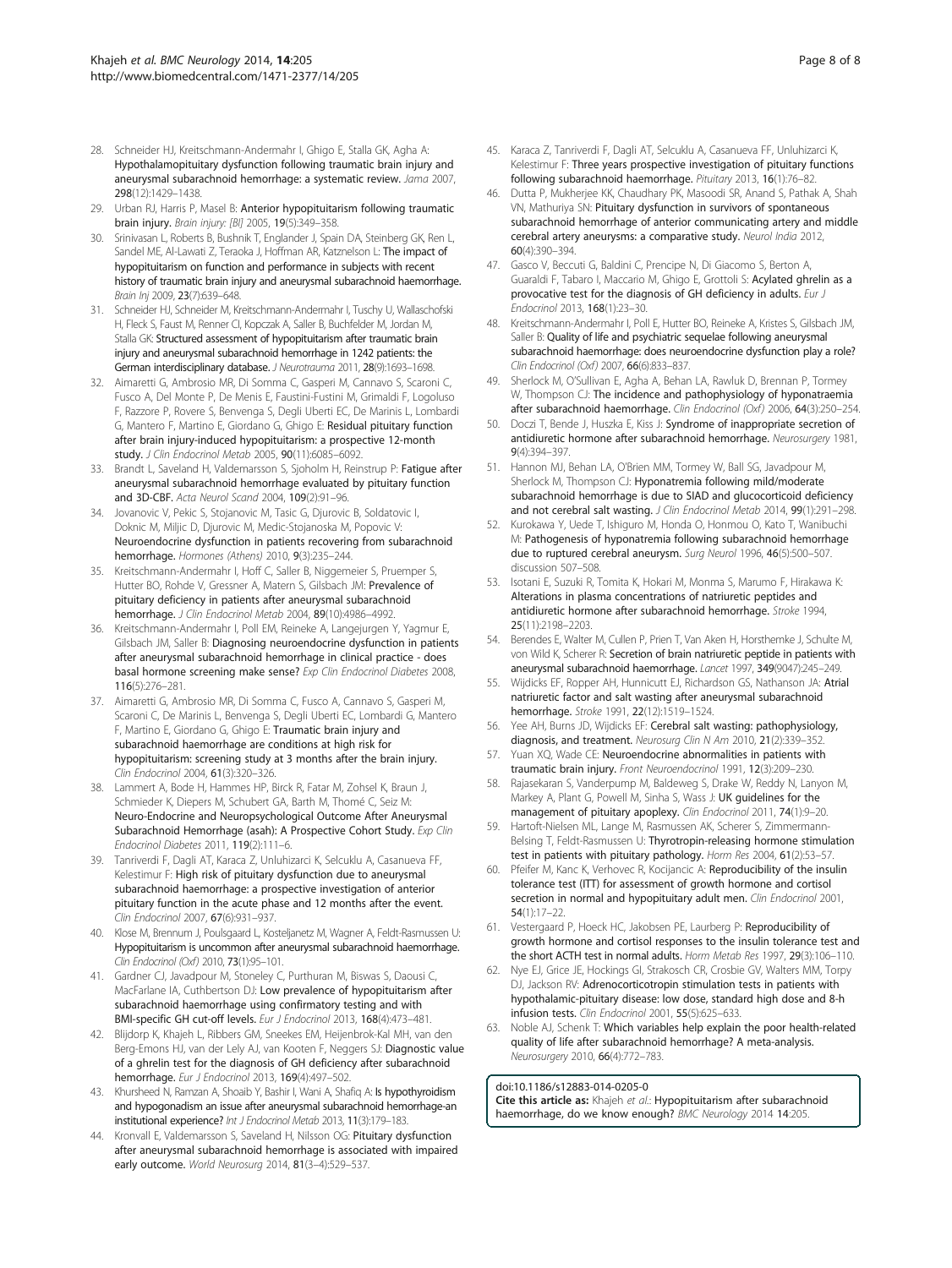28. Schneider HJ, Kreitschmann-Andermahr I, Ghigo E, Stalla GK, Agha A: **Hypothalamopituitary dysfunction following traumatic brain injury and aneurysmal subarachnoid hemorrhage: a systematic review.** *Jama* 2007, **298**(12):1429–1438.
29. Urban RJ, Harris P, Masel B: **Anterior hypopituitarism following traumatic brain injury.** *Brain injury: [BI]* 2005, **19**(5):349–358.
30. Srinivasan L, Roberts B, Bushnik T, Englander J, Spain DA, Steinberg GK, Ren L, Sandel ME, Al-Lawati Z, Teraoka J, Hoffman AR, Katznelson L: **The impact of hypopituitarism on function and performance in subjects with recent history of traumatic brain injury and aneurysmal subarachnoid haemorrhage.** *Brain Inj* 2009, **23**(7):639–648.
31. Schneider HJ, Schneider M, Kreitschmann-Andermahr I, Tuschy U, Wallaschofski H, Fleck S, Faust M, Renner CI, Kopczak A, Saller B, Buchfelder M, Jordan M, Stalla GK: **Structured assessment of hypopituitarism after traumatic brain injury and aneurysmal subarachnoid hemorrhage in 1242 patients: the German interdisciplinary database.** *J Neurotrauma* 2011, **28**(9):1693–1698.
32. Aimaretti G, Ambrosio MR, Di Somma C, Gasperi M, Cannavo S, Scaroni C, Fusco A, Del Monte P, De Menis E, Faustini-Fustini M, Grimaldi F, Logoluso F, Razzore P, Rovere S, Benvenga S, Degli Uberti EC, De Marinis L, Lombardi G, Mantero F, Martino E, Giordano G, Ghigo E: **Residual pituitary function after brain injury-induced hypopituitarism: a prospective 12-month study.** *J Clin Endocrinol Metab* 2005, **90**(11):6085–6092.
33. Brandt L, Saveland H, Valdemarsson S, Sjoholm H, Reinstrup P: **Fatigue after aneurysmal subarachnoid hemorrhage evaluated by pituitary function and 3D-CBF.** *Acta Neurol Scand* 2004, **109**(2):91–96.
34. Jovanovic V, Pekic S, Stojanovic M, Tasic G, Djurovic B, Soldatovic I, Doknic M, Miljic D, Djurovic M, Medic-Stojanoska M, Popovic V: **Neuroendocrine dysfunction in patients recovering from subarachnoid hemorrhage.** *Hormones (Athens)* 2010, **9**(3):235–244.
35. Kreitschmann-Andermahr I, Hoff C, Saller B, Niggemeier S, Pruemper S, Hutter BO, Rohde V, Gressner A, Matern S, Gilsbach JM: **Prevalence of pituitary deficiency in patients after aneurysmal subarachnoid hemorrhage.** *J Clin Endocrinol Metab* 2004, **89**(10):4986–4992.
36. Kreitschmann-Andermahr I, Poll EM, Reineke A, Langejurgen Y, Yagmur E, Gilsbach JM, Saller B: **Diagnosing neuroendocrine dysfunction in patients after aneurysmal subarachnoid hemorrhage in clinical practice - does basal hormone screening make sense?** *Exp Clin Endocrinol Diabetes* 2008, **116**(5):276–281.
37. Aimaretti G, Ambrosio MR, Di Somma C, Fusco A, Cannavo S, Gasperi M, Scaroni C, De Marinis L, Benvenga S, Degli Uberti EC, Lombardi G, Mantero F, Martino E, Giordano G, Ghigo E: **Traumatic brain injury and subarachnoid haemorrhage are conditions at high risk for hypopituitarism: screening study at 3 months after the brain injury.** *Clin Endocrinol* 2004, **61**(3):320–326.
38. Lammert A, Bode H, Hammes HP, Birck R, Fatar M, Zohsel K, Braun J, Schmieder K, Diepers M, Schubert GA, Barth M, Thomé C, Seiz M: **Neuro-Endocrine and Neuropsychological Outcome After Aneurysmal Subarachnoid Hemorrhage (asah): A Prospective Cohort Study.** *Exp Clin Endocrinol Diabetes* 2011, **119**(2):111–6.
39. Tanriverdi F, Dagli AT, Karaca Z, Unluhizarci K, Selcuklu A, Casanueva FF, Kelestimur F: **High risk of pituitary dysfunction due to aneurysmal subarachnoid haemorrhage: a prospective investigation of anterior pituitary function in the acute phase and 12 months after the event.** *Clin Endocrinol* 2007, **67**(6):931–937.
40. Klose M, Brennum J, Poulsgaard L, Kosteljanetz M, Wagner A, Feldt-Rasmussen U: **Hypopituitarism is uncommon after aneurysmal subarachnoid haemorrhage.** *Clin Endocrinol (Oxf)* 2010, **73**(1):95–101.
41. Gardner CJ, Javadpour M, Stoneley C, Purthuran M, Biswas S, Daousi C, MacFarlane IA, Cuthbertson DJ: **Low prevalence of hypopituitarism after subarachnoid haemorrhage using confirmatory testing and with BMI-specific GH cut-off levels.** *Eur J Endocrinol* 2013, **168**(4):473–481.
42. Blijdorp K, Khajeh L, Ribbers GM, Sneekes EM, Heijenbrok-Kal MH, van den Berg-Emons HJ, van der Lely AJ, van Kooten F, Neggers SJ: **Diagnostic value of a ghrelin test for the diagnosis of GH deficiency after subarachnoid hemorrhage.** *Eur J Endocrinol* 2013, **169**(4):497–502.
43. Khursheed N, Ramzan A, Shoaib Y, Bashir I, Wani A, Shafiq A: **Is hypothyroidism and hypogonadism an issue after aneurysmal subarachnoid hemorrhage-an institutional experience?** *Int J Endocrinol Metab* 2013, **11**(3):179–183.
44. Kronvall E, Valdemarsson S, Saveland H, Nilsson OG: **Pituitary dysfunction after aneurysmal subarachnoid hemorrhage is associated with impaired early outcome.** *World Neurosurg* 2014, **81**(3–4):529–537.
45. Karaca Z, Tanriverdi F, Dagli AT, Selcuklu A, Casanueva FF, Unluhizarci K, Kelestimur F: **Three years prospective investigation of pituitary functions following subarachnoid haemorrhage.** *Pituitary* 2013, **16**(1):76–82.
46. Dutta P, Mukherjee KK, Chaudhary PK, Masoodi SR, Anand S, Pathak A, Shah VN, Mathuriya SN: **Pituitary dysfunction in survivors of spontaneous subarachnoid hemorrhage of anterior communicating artery and middle cerebral artery aneurysms: a comparative study.** *Neurol India* 2012, **60**(4):390–394.
47. Gasco V, Beccuti G, Baldini C, Prencipe N, Di Giacomo S, Berton A, Guaraldi F, Tabaro I, Maccario M, Ghigo E, Grottoli S: **Acylated ghrelin as a provocative test for the diagnosis of GH deficiency in adults.** *Eur J Endocrinol* 2013, **168**(1):23–30.
48. Kreitschmann-Andermahr I, Poll E, Hutter BO, Reineke A, Kristes S, Gilsbach JM, Saller B: **Quality of life and psychiatric sequelae following aneurysmal subarachnoid haemorrhage: does neuroendocrine dysfunction play a role?** *Clin Endocrinol (Oxf)* 2007, **66**(6):833–837.
49. Sherlock M, O'Sullivan E, Agha A, Behan LA, Rawluk D, Brennan P, Tormey W, Thompson CJ: **The incidence and pathophysiology of hyponatraemia after subarachnoid haemorrhage.** *Clin Endocrinol (Oxf)* 2006, **64**(3):250–254.
50. Doczi T, Bende J, Huszka E, Kiss J: **Syndrome of inappropriate secretion of antidiuretic hormone after subarachnoid hemorrhage.** *Neurosurgery* 1981, **9**(4):394–397.
51. Hannon MJ, Behan LA, O'Brien MM, Tormey W, Ball SG, Javadpour M, Sherlock M, Thompson CJ: **Hyponatremia following mild/moderate subarachnoid hemorrhage is due to SIAD and glucocorticoid deficiency and not cerebral salt wasting.** *J Clin Endocrinol Metab* 2014, **99**(1):291–298.
52. Kurokawa Y, Uede T, Ishiguro M, Honda O, Honmou O, Kato T, Wanibuchi M: **Pathogenesis of hyponatremia following subarachnoid hemorrhage due to ruptured cerebral aneurysm.** *Surg Neurol* 1996, **46**(5):500–507. discussion 507–508.
53. Isotani E, Suzuki R, Tomita K, Hokari M, Monma S, Marumo F, Hirakawa K: **Alterations in plasma concentrations of natriuretic peptides and antidiuretic hormone after subarachnoid hemorrhage.** *Stroke* 1994, **25**(11):2198–2203.
54. Berendes E, Walter M, Cullen P, Prien T, Van Aken H, Horsthemke J, Schulte M, von Wild K, Scherer R: **Secretion of brain natriuretic peptide in patients with aneurysmal subarachnoid haemorrhage.** *Lancet* 1997, **349**(9047):245–249.
55. Wijdicks EF, Ropper AH, Hunnicutt EJ, Richardson GS, Nathanson JA: **Atrial natriuretic factor and salt wasting after aneurysmal subarachnoid hemorrhage.** *Stroke* 1991, **22**(12):1519–1524.
56. Yee AH, Burns JD, Wijdicks EF: **Cerebral salt wasting: pathophysiology, diagnosis, and treatment.** *Neurosurg Clin N Am* 2010, **21**(2):339–352.
57. Yuan XQ, Wade CE: **Neuroendocrine abnormalities in patients with traumatic brain injury.** *Front Neuroendocrinol* 1991, **12**(3):209–230.
58. Rajasekaran S, Vanderpump M, Baldeweg S, Drake W, Reddy N, Lanyon M, Markey A, Plant G, Powell M, Sinha S, Wass J: **UK guidelines for the management of pituitary apoplexy.** *Clin Endocrinol (Oxf)* 2011, **74**(1):9–20.
59. Hartoft-Nielsen ML, Lange M, Rasmussen AK, Scherer S, Zimmermann-Belsing T, Feldt-Rasmussen U: **Thyrotropin-releasing hormone stimulation test in patients with pituitary pathology.** *Horm Res* 2004, **61**(2):53–57.
60. Pfeifer M, Kanc K, Verhovec R, Kocijancic A: **Reproducibility of the insulin tolerance test (ITT) for assessment of growth hormone and cortisol secretion in normal and hypopituitary adult men.** *Clin Endocrinol* 2001, **54**(1):17–22.
61. Vestergaard P, Hoeck HC, Jakobsen PE, Laurberg P: **Reproducibility of growth hormone and cortisol responses to the insulin tolerance test and the short ACTH test in normal adults.** *Horm Metab Res* 1997, **29**(3):106–110.
62. Nye EJ, Grice JE, Hockings GI, Strakosch CR, Crosbie GV, Walters MM, Torpy DJ, Jackson RV: **Adrenocorticotropin stimulation tests in patients with hypothalamic-pituitary disease: low dose, standard high dose and 8-h infusion tests.** *Clin Endocrinol* 2001, **55**(5):625–633.
63. Noble AJ, Schenk T: **Which variables help explain the poor health-related quality of life after subarachnoid hemorrhage? A meta-analysis.** *Neurosurgery* 2010, **66**(4):772–783.

doi:10.1186/s12883-014-0205-0

**Cite this article as:** Khajeh *et al.*: Hypopituitarism after subarachnoid haemorrhage, do we know enough? *BMC Neurology* 2014 **14**:205.